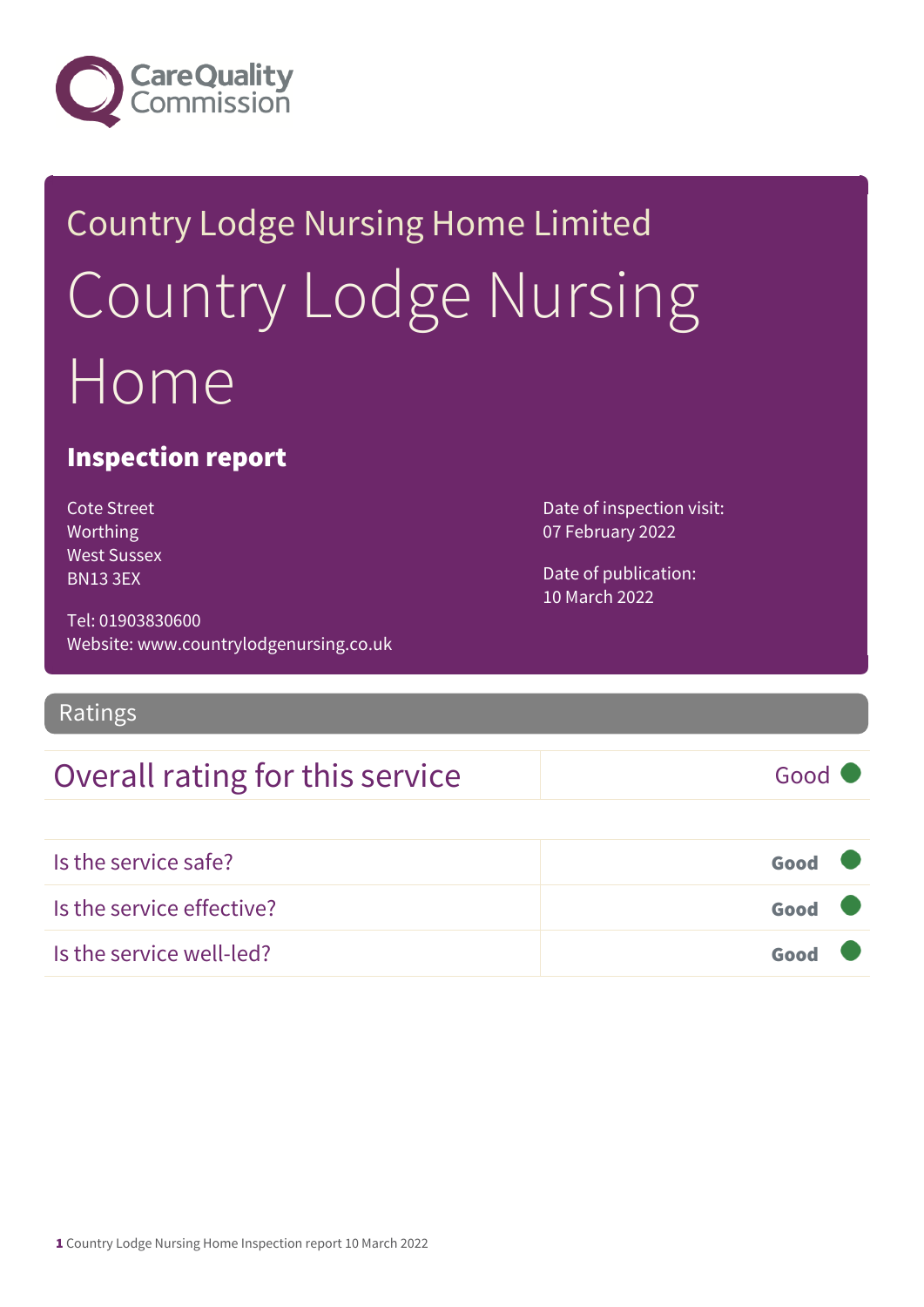Country Lodge Nursing Home Limited

# Country Lodge Nursing Home

## Inspection report

Cote Street
Worthing
West Sussex
BN13 3EX

Tel: 01903830600
Website: www.countrylodgenursing.co.uk

Date of inspection visit:
07 February 2022

Date of publication:
10 March 2022

## Ratings

| Overall rating for this service | Good |
|---|---|

| | |
|---|---|
| Is the service safe? | **Good** |
| Is the service effective? | **Good** |
| Is the service well-led? | **Good** |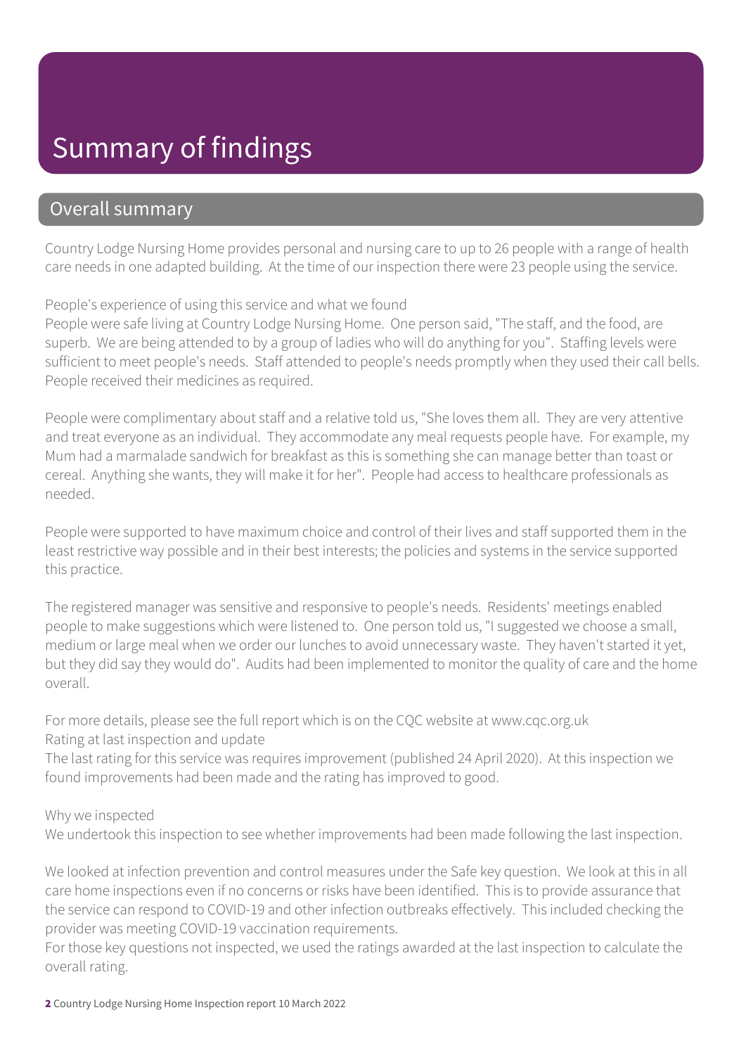# Summary of findings

## Overall summary

Country Lodge Nursing Home provides personal and nursing care to up to 26 people with a range of health care needs in one adapted building. At the time of our inspection there were 23 people using the service.

People's experience of using this service and what we found

People were safe living at Country Lodge Nursing Home. One person said, "The staff, and the food, are superb. We are being attended to by a group of ladies who will do anything for you". Staffing levels were sufficient to meet people's needs. Staff attended to people's needs promptly when they used their call bells. People received their medicines as required.

People were complimentary about staff and a relative told us, "She loves them all. They are very attentive and treat everyone as an individual. They accommodate any meal requests people have. For example, my Mum had a marmalade sandwich for breakfast as this is something she can manage better than toast or cereal. Anything she wants, they will make it for her". People had access to healthcare professionals as needed.

People were supported to have maximum choice and control of their lives and staff supported them in the least restrictive way possible and in their best interests; the policies and systems in the service supported this practice.

The registered manager was sensitive and responsive to people's needs. Residents' meetings enabled people to make suggestions which were listened to. One person told us, "I suggested we choose a small, medium or large meal when we order our lunches to avoid unnecessary waste. They haven't started it yet, but they did say they would do". Audits had been implemented to monitor the quality of care and the home overall.

For more details, please see the full report which is on the CQC website at www.cqc.org.uk

Rating at last inspection and update

The last rating for this service was requires improvement (published 24 April 2020). At this inspection we found improvements had been made and the rating has improved to good.

Why we inspected

We undertook this inspection to see whether improvements had been made following the last inspection.

We looked at infection prevention and control measures under the Safe key question. We look at this in all care home inspections even if no concerns or risks have been identified. This is to provide assurance that the service can respond to COVID-19 and other infection outbreaks effectively. This included checking the provider was meeting COVID-19 vaccination requirements.

For those key questions not inspected, we used the ratings awarded at the last inspection to calculate the overall rating.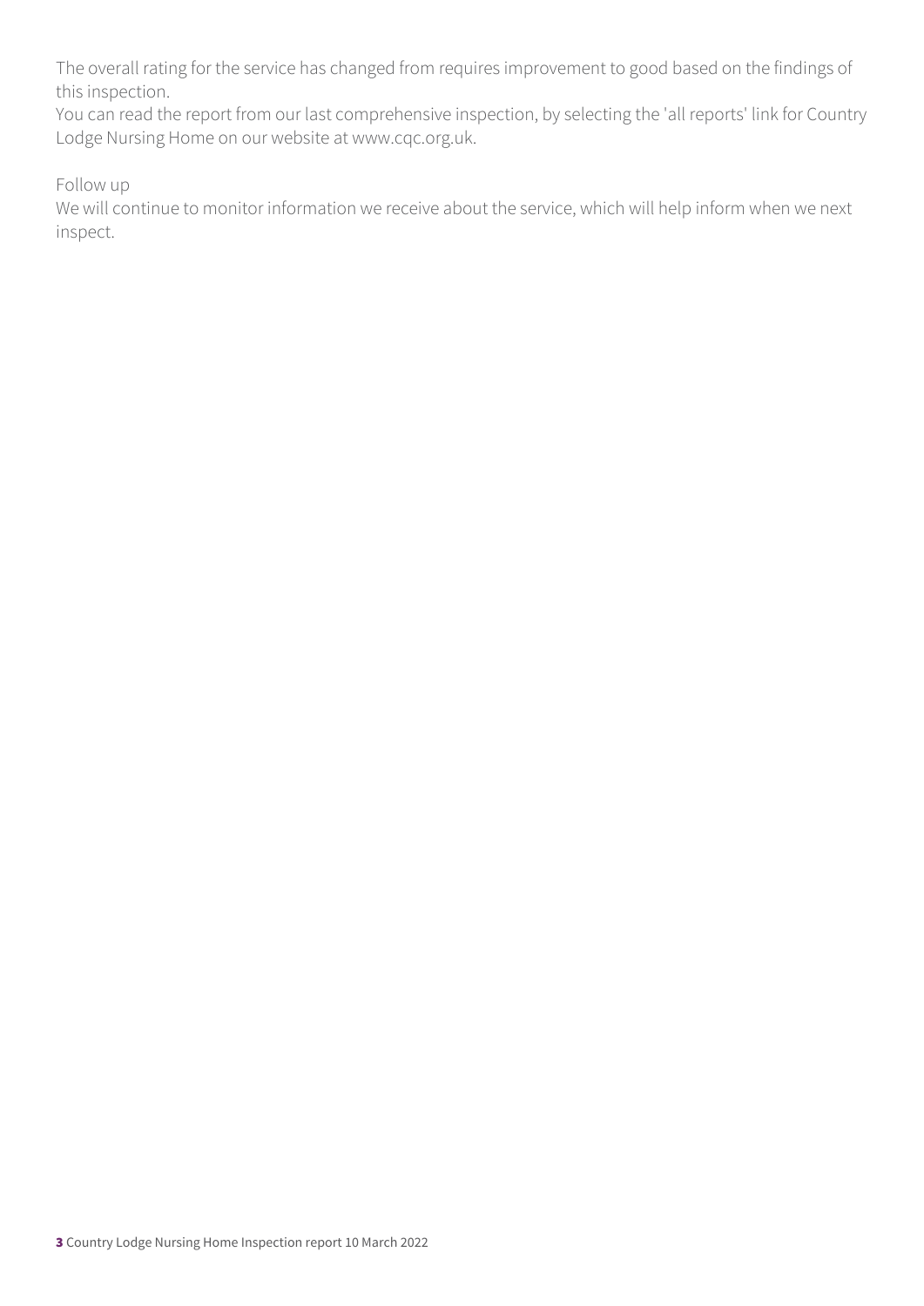The overall rating for the service has changed from requires improvement to good based on the findings of this inspection.

You can read the report from our last comprehensive inspection, by selecting the 'all reports' link for Country Lodge Nursing Home on our website at www.cqc.org.uk.

Follow up

We will continue to monitor information we receive about the service, which will help inform when we next inspect.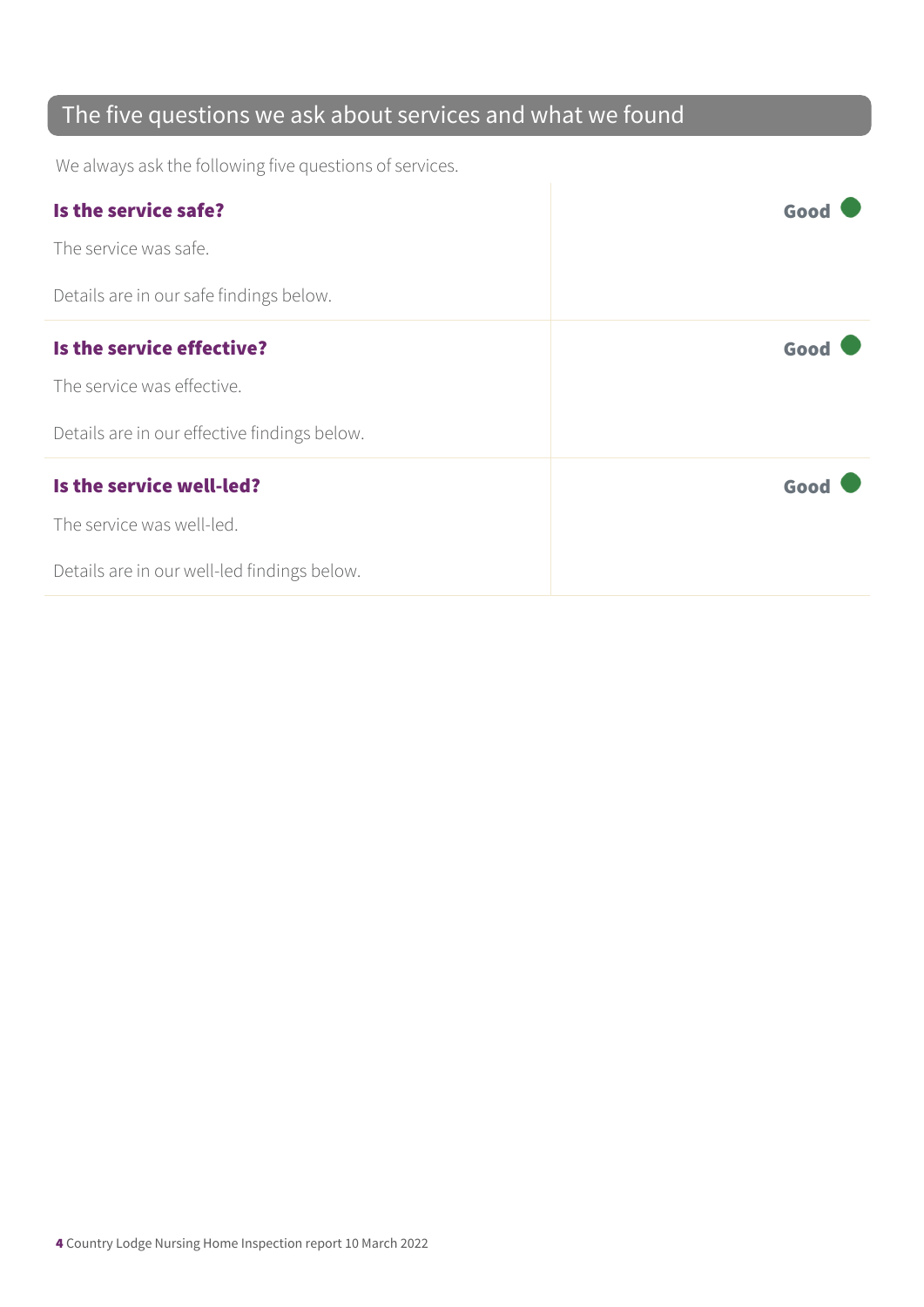## The five questions we ask about services and what we found

We always ask the following five questions of services.

| | |
|---|---|
| **Is the service safe?**<br><br>The service was safe.<br><br>Details are in our safe findings below. | **Good** |
| **Is the service effective?**<br><br>The service was effective.<br><br>Details are in our effective findings below. | **Good** |
| **Is the service well-led?**<br><br>The service was well-led.<br><br>Details are in our well-led findings below. | **Good** |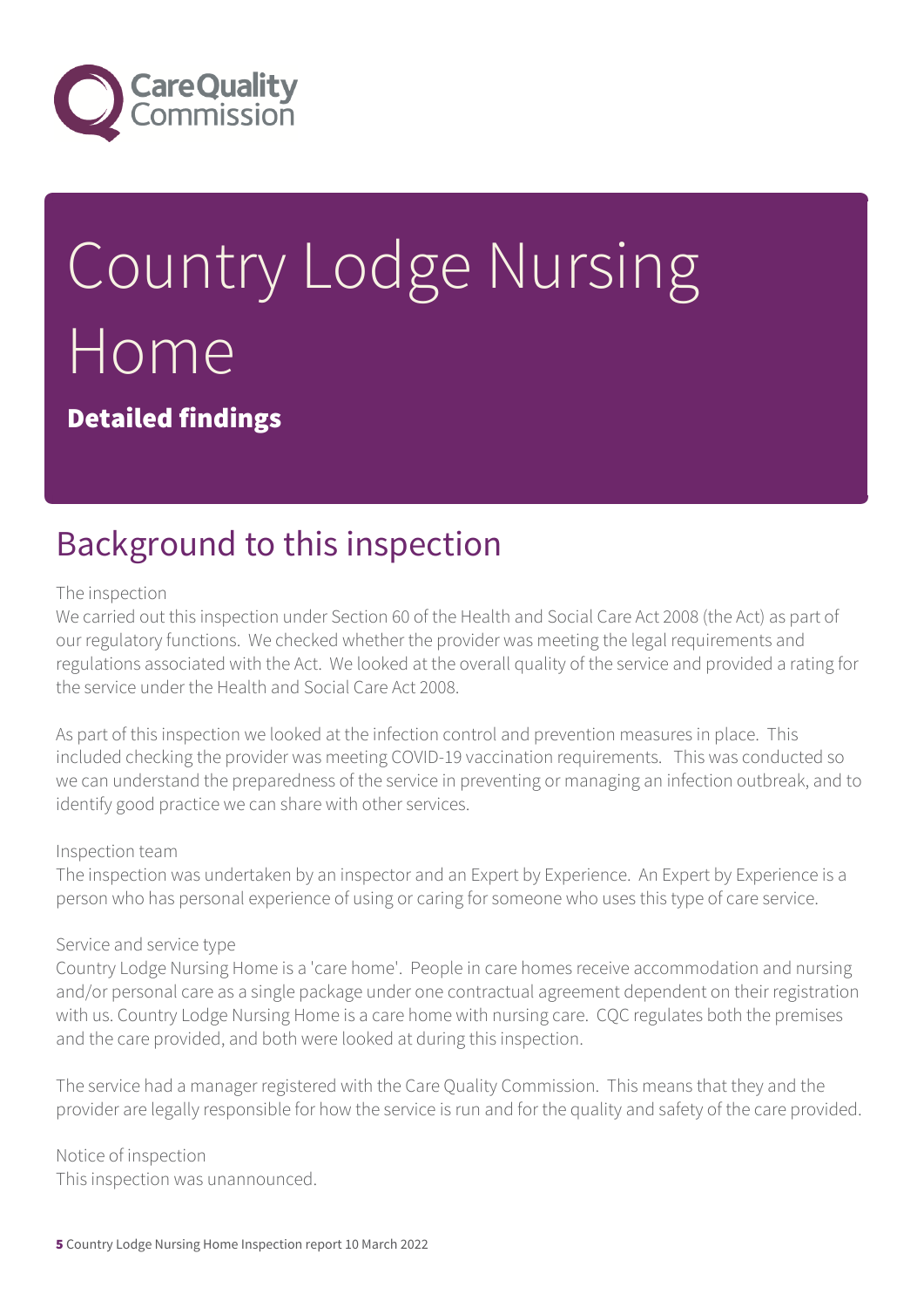# Country Lodge Nursing Home

**Detailed findings**

## Background to this inspection

The inspection
We carried out this inspection under Section 60 of the Health and Social Care Act 2008 (the Act) as part of our regulatory functions. We checked whether the provider was meeting the legal requirements and regulations associated with the Act. We looked at the overall quality of the service and provided a rating for the service under the Health and Social Care Act 2008.

As part of this inspection we looked at the infection control and prevention measures in place. This included checking the provider was meeting COVID-19 vaccination requirements. This was conducted so we can understand the preparedness of the service in preventing or managing an infection outbreak, and to identify good practice we can share with other services.

Inspection team
The inspection was undertaken by an inspector and an Expert by Experience. An Expert by Experience is a person who has personal experience of using or caring for someone who uses this type of care service.

Service and service type
Country Lodge Nursing Home is a 'care home'. People in care homes receive accommodation and nursing and/or personal care as a single package under one contractual agreement dependent on their registration with us. Country Lodge Nursing Home is a care home with nursing care. CQC regulates both the premises and the care provided, and both were looked at during this inspection.

The service had a manager registered with the Care Quality Commission. This means that they and the provider are legally responsible for how the service is run and for the quality and safety of the care provided.

Notice of inspection
This inspection was unannounced.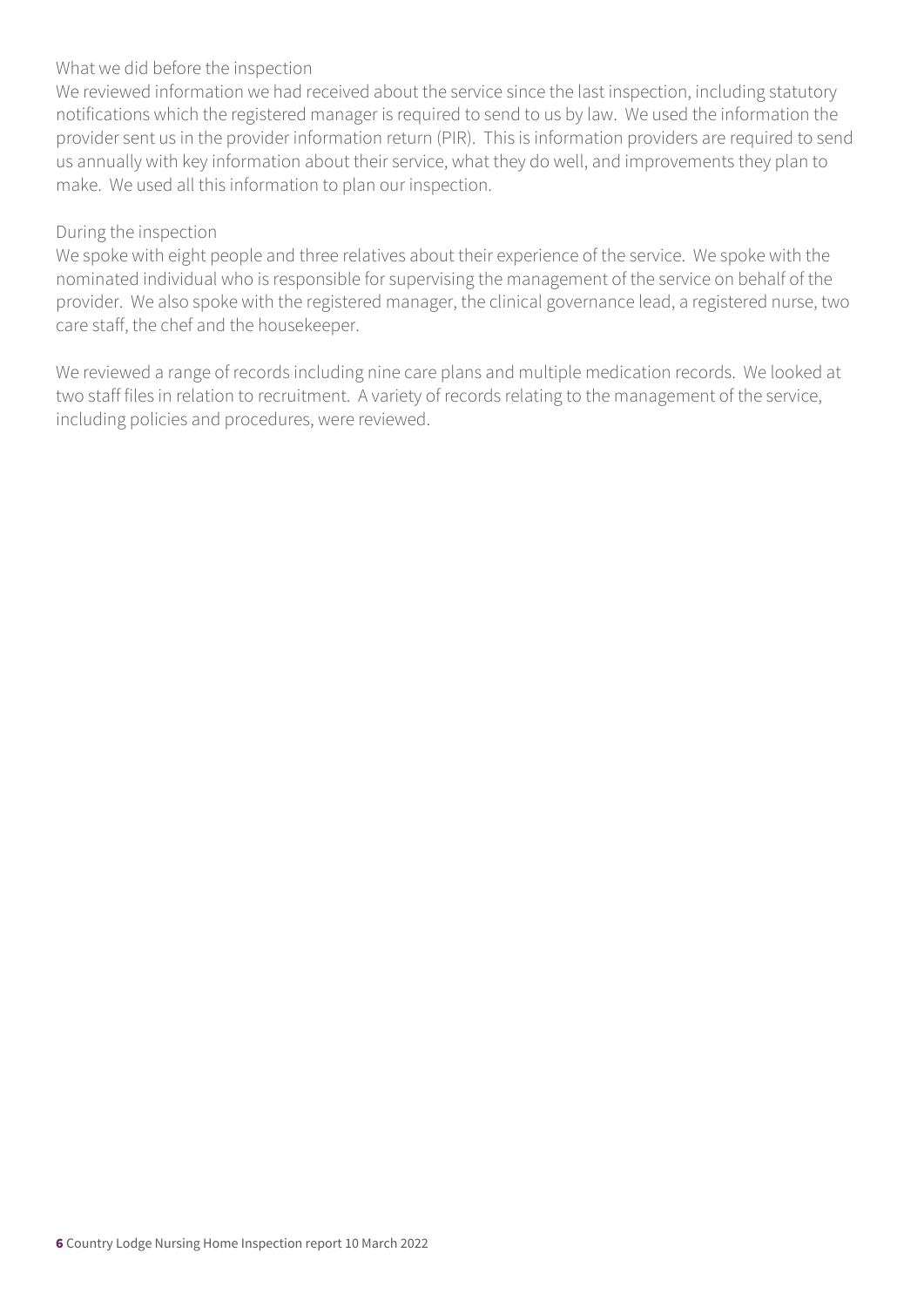What we did before the inspection

We reviewed information we had received about the service since the last inspection, including statutory notifications which the registered manager is required to send to us by law. We used the information the provider sent us in the provider information return (PIR). This is information providers are required to send us annually with key information about their service, what they do well, and improvements they plan to make. We used all this information to plan our inspection.

During the inspection

We spoke with eight people and three relatives about their experience of the service. We spoke with the nominated individual who is responsible for supervising the management of the service on behalf of the provider. We also spoke with the registered manager, the clinical governance lead, a registered nurse, two care staff, the chef and the housekeeper.

We reviewed a range of records including nine care plans and multiple medication records. We looked at two staff files in relation to recruitment. A variety of records relating to the management of the service, including policies and procedures, were reviewed.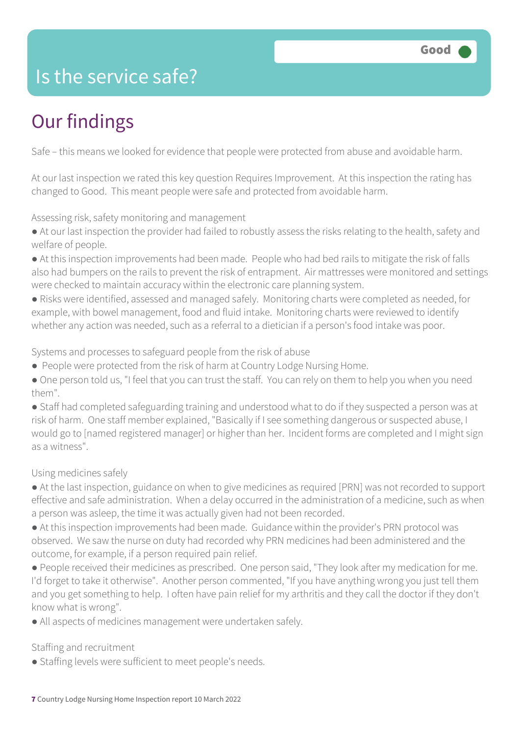# Is the service safe?

**Good**

## Our findings

Safe – this means we looked for evidence that people were protected from abuse and avoidable harm.

At our last inspection we rated this key question Requires Improvement. At this inspection the rating has changed to Good. This meant people were safe and protected from avoidable harm.

Assessing risk, safety monitoring and management

- At our last inspection the provider had failed to robustly assess the risks relating to the health, safety and welfare of people.
- At this inspection improvements had been made. People who had bed rails to mitigate the risk of falls also had bumpers on the rails to prevent the risk of entrapment. Air mattresses were monitored and settings were checked to maintain accuracy within the electronic care planning system.
- Risks were identified, assessed and managed safely. Monitoring charts were completed as needed, for example, with bowel management, food and fluid intake. Monitoring charts were reviewed to identify whether any action was needed, such as a referral to a dietician if a person's food intake was poor.

Systems and processes to safeguard people from the risk of abuse

- People were protected from the risk of harm at Country Lodge Nursing Home.
- One person told us, "I feel that you can trust the staff. You can rely on them to help you when you need them".
- Staff had completed safeguarding training and understood what to do if they suspected a person was at risk of harm. One staff member explained, "Basically if I see something dangerous or suspected abuse, I would go to [named registered manager] or higher than her. Incident forms are completed and I might sign as a witness".

Using medicines safely

- At the last inspection, guidance on when to give medicines as required [PRN] was not recorded to support effective and safe administration. When a delay occurred in the administration of a medicine, such as when a person was asleep, the time it was actually given had not been recorded.
- At this inspection improvements had been made. Guidance within the provider's PRN protocol was observed. We saw the nurse on duty had recorded why PRN medicines had been administered and the outcome, for example, if a person required pain relief.
- People received their medicines as prescribed. One person said, "They look after my medication for me. I'd forget to take it otherwise". Another person commented, "If you have anything wrong you just tell them and you get something to help. I often have pain relief for my arthritis and they call the doctor if they don't know what is wrong".
- All aspects of medicines management were undertaken safely.

Staffing and recruitment

- Staffing levels were sufficient to meet people's needs.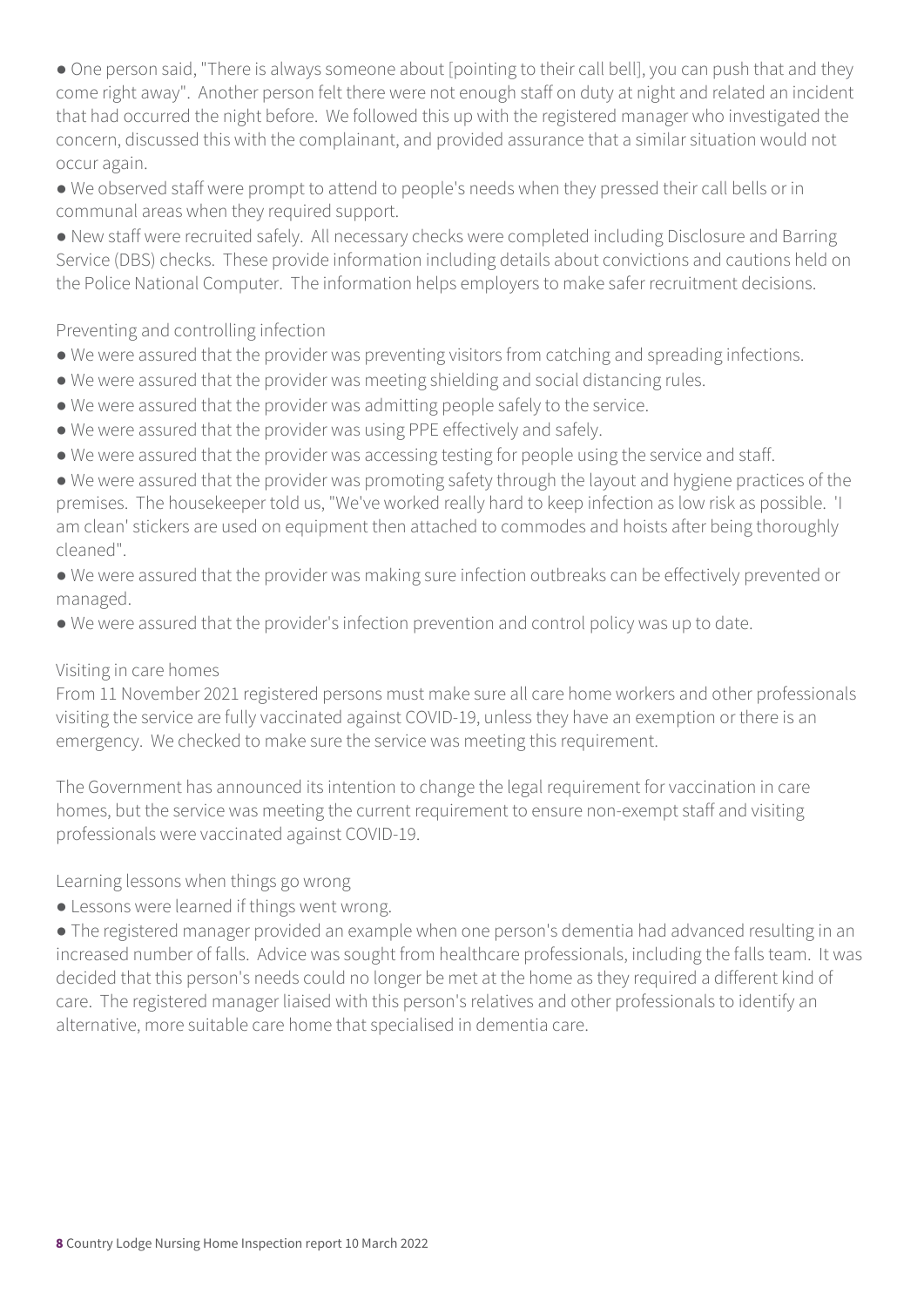- One person said, "There is always someone about [pointing to their call bell], you can push that and they come right away". Another person felt there were not enough staff on duty at night and related an incident that had occurred the night before. We followed this up with the registered manager who investigated the concern, discussed this with the complainant, and provided assurance that a similar situation would not occur again.
- We observed staff were prompt to attend to people's needs when they pressed their call bells or in communal areas when they required support.
- New staff were recruited safely. All necessary checks were completed including Disclosure and Barring Service (DBS) checks. These provide information including details about convictions and cautions held on the Police National Computer. The information helps employers to make safer recruitment decisions.

Preventing and controlling infection

- We were assured that the provider was preventing visitors from catching and spreading infections.
- We were assured that the provider was meeting shielding and social distancing rules.
- We were assured that the provider was admitting people safely to the service.
- We were assured that the provider was using PPE effectively and safely.
- We were assured that the provider was accessing testing for people using the service and staff.
- We were assured that the provider was promoting safety through the layout and hygiene practices of the premises. The housekeeper told us, "We've worked really hard to keep infection as low risk as possible. 'I am clean' stickers are used on equipment then attached to commodes and hoists after being thoroughly cleaned".
- We were assured that the provider was making sure infection outbreaks can be effectively prevented or managed.
- We were assured that the provider's infection prevention and control policy was up to date.

Visiting in care homes

From 11 November 2021 registered persons must make sure all care home workers and other professionals visiting the service are fully vaccinated against COVID-19, unless they have an exemption or there is an emergency. We checked to make sure the service was meeting this requirement.

The Government has announced its intention to change the legal requirement for vaccination in care homes, but the service was meeting the current requirement to ensure non-exempt staff and visiting professionals were vaccinated against COVID-19.

Learning lessons when things go wrong

- Lessons were learned if things went wrong.
- The registered manager provided an example when one person's dementia had advanced resulting in an increased number of falls. Advice was sought from healthcare professionals, including the falls team. It was decided that this person's needs could no longer be met at the home as they required a different kind of care. The registered manager liaised with this person's relatives and other professionals to identify an alternative, more suitable care home that specialised in dementia care.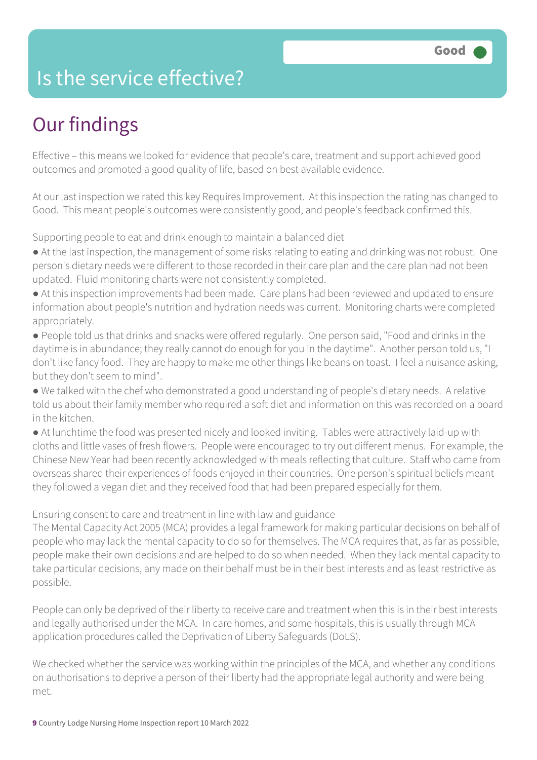# Is the service effective?

Good

## Our findings

Effective – this means we looked for evidence that people's care, treatment and support achieved good outcomes and promoted a good quality of life, based on best available evidence.

At our last inspection we rated this key Requires Improvement. At this inspection the rating has changed to Good. This meant people's outcomes were consistently good, and people's feedback confirmed this.

Supporting people to eat and drink enough to maintain a balanced diet

- At the last inspection, the management of some risks relating to eating and drinking was not robust. One person's dietary needs were different to those recorded in their care plan and the care plan had not been updated. Fluid monitoring charts were not consistently completed.
- At this inspection improvements had been made. Care plans had been reviewed and updated to ensure information about people's nutrition and hydration needs was current. Monitoring charts were completed appropriately.
- People told us that drinks and snacks were offered regularly. One person said, "Food and drinks in the daytime is in abundance; they really cannot do enough for you in the daytime". Another person told us, "I don't like fancy food. They are happy to make me other things like beans on toast. I feel a nuisance asking, but they don't seem to mind".
- We talked with the chef who demonstrated a good understanding of people's dietary needs. A relative told us about their family member who required a soft diet and information on this was recorded on a board in the kitchen.
- At lunchtime the food was presented nicely and looked inviting. Tables were attractively laid-up with cloths and little vases of fresh flowers. People were encouraged to try out different menus. For example, the Chinese New Year had been recently acknowledged with meals reflecting that culture. Staff who came from overseas shared their experiences of foods enjoyed in their countries. One person's spiritual beliefs meant they followed a vegan diet and they received food that had been prepared especially for them.

Ensuring consent to care and treatment in line with law and guidance

The Mental Capacity Act 2005 (MCA) provides a legal framework for making particular decisions on behalf of people who may lack the mental capacity to do so for themselves. The MCA requires that, as far as possible, people make their own decisions and are helped to do so when needed. When they lack mental capacity to take particular decisions, any made on their behalf must be in their best interests and as least restrictive as possible.

People can only be deprived of their liberty to receive care and treatment when this is in their best interests and legally authorised under the MCA. In care homes, and some hospitals, this is usually through MCA application procedures called the Deprivation of Liberty Safeguards (DoLS).

We checked whether the service was working within the principles of the MCA, and whether any conditions on authorisations to deprive a person of their liberty had the appropriate legal authority and were being met.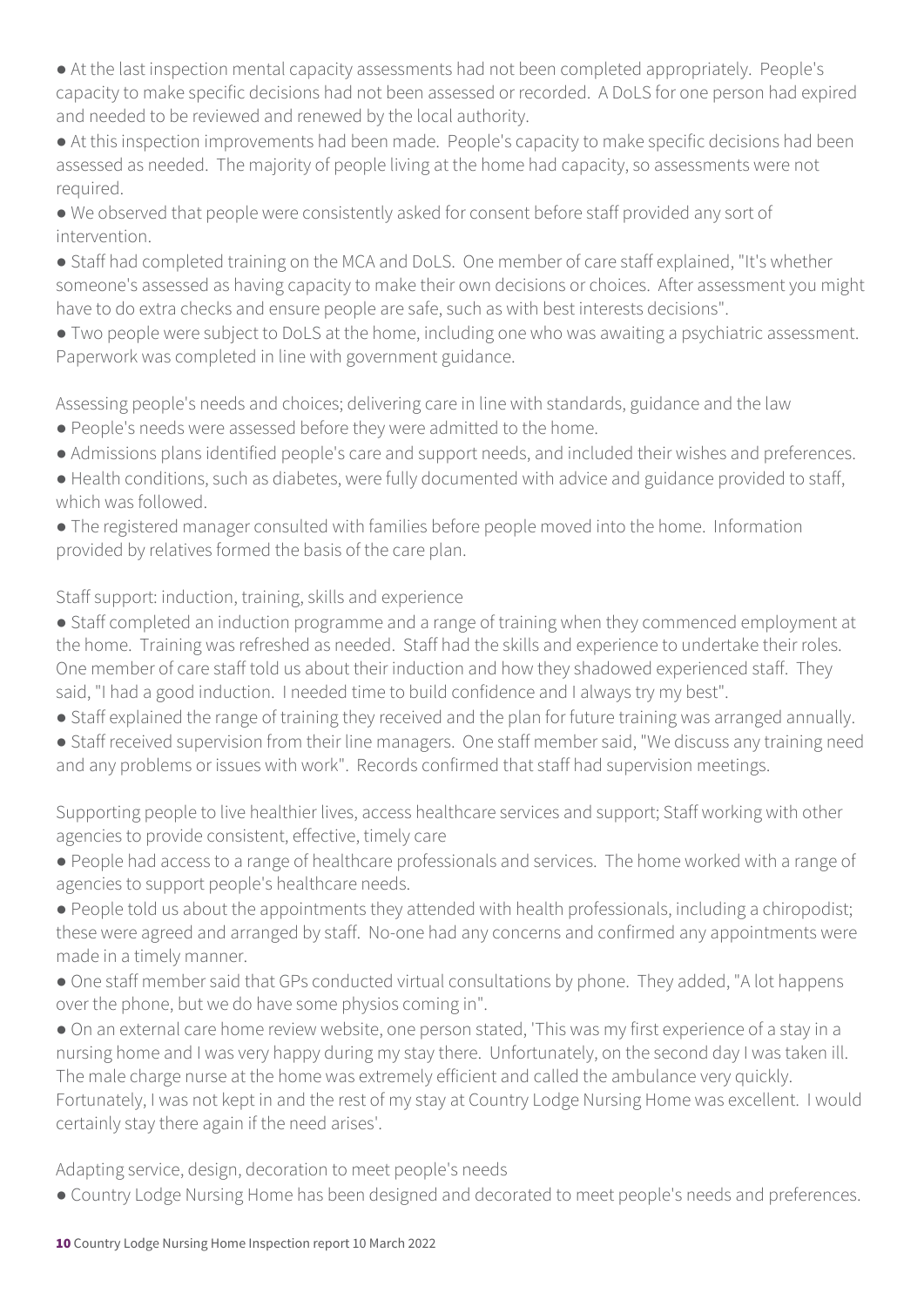- At the last inspection mental capacity assessments had not been completed appropriately. People's capacity to make specific decisions had not been assessed or recorded. A DoLS for one person had expired and needed to be reviewed and renewed by the local authority.
- At this inspection improvements had been made. People's capacity to make specific decisions had been assessed as needed. The majority of people living at the home had capacity, so assessments were not required.
- We observed that people were consistently asked for consent before staff provided any sort of intervention.
- Staff had completed training on the MCA and DoLS. One member of care staff explained, "It's whether someone's assessed as having capacity to make their own decisions or choices. After assessment you might have to do extra checks and ensure people are safe, such as with best interests decisions".
- Two people were subject to DoLS at the home, including one who was awaiting a psychiatric assessment. Paperwork was completed in line with government guidance.

Assessing people's needs and choices; delivering care in line with standards, guidance and the law

- People's needs were assessed before they were admitted to the home.
- Admissions plans identified people's care and support needs, and included their wishes and preferences.
- Health conditions, such as diabetes, were fully documented with advice and guidance provided to staff, which was followed.
- The registered manager consulted with families before people moved into the home. Information provided by relatives formed the basis of the care plan.

Staff support: induction, training, skills and experience

- Staff completed an induction programme and a range of training when they commenced employment at the home. Training was refreshed as needed. Staff had the skills and experience to undertake their roles. One member of care staff told us about their induction and how they shadowed experienced staff. They said, "I had a good induction. I needed time to build confidence and I always try my best".
- Staff explained the range of training they received and the plan for future training was arranged annually.
- Staff received supervision from their line managers. One staff member said, "We discuss any training need and any problems or issues with work". Records confirmed that staff had supervision meetings.

Supporting people to live healthier lives, access healthcare services and support; Staff working with other agencies to provide consistent, effective, timely care

- People had access to a range of healthcare professionals and services. The home worked with a range of agencies to support people's healthcare needs.
- People told us about the appointments they attended with health professionals, including a chiropodist; these were agreed and arranged by staff. No-one had any concerns and confirmed any appointments were made in a timely manner.
- One staff member said that GPs conducted virtual consultations by phone. They added, "A lot happens over the phone, but we do have some physios coming in".
- On an external care home review website, one person stated, 'This was my first experience of a stay in a nursing home and I was very happy during my stay there. Unfortunately, on the second day I was taken ill. The male charge nurse at the home was extremely efficient and called the ambulance very quickly. Fortunately, I was not kept in and the rest of my stay at Country Lodge Nursing Home was excellent. I would certainly stay there again if the need arises'.

Adapting service, design, decoration to meet people's needs

- Country Lodge Nursing Home has been designed and decorated to meet people's needs and preferences.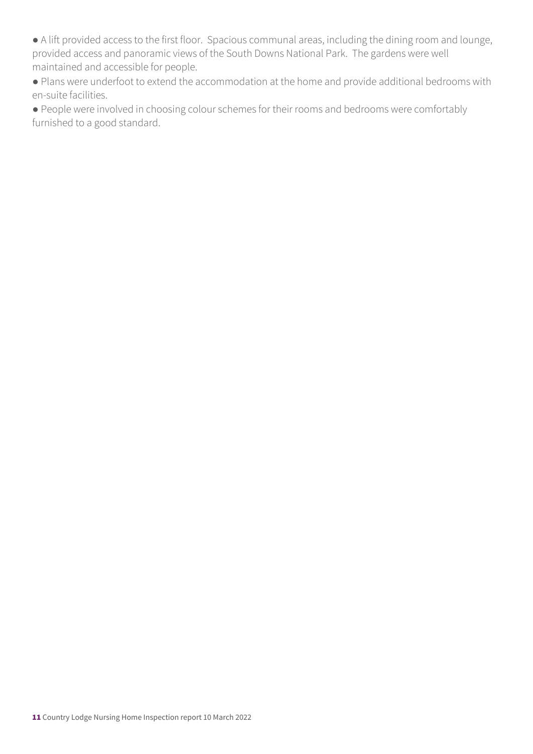- A lift provided access to the first floor. Spacious communal areas, including the dining room and lounge, provided access and panoramic views of the South Downs National Park. The gardens were well maintained and accessible for people.
- Plans were underfoot to extend the accommodation at the home and provide additional bedrooms with en-suite facilities.
- People were involved in choosing colour schemes for their rooms and bedrooms were comfortably furnished to a good standard.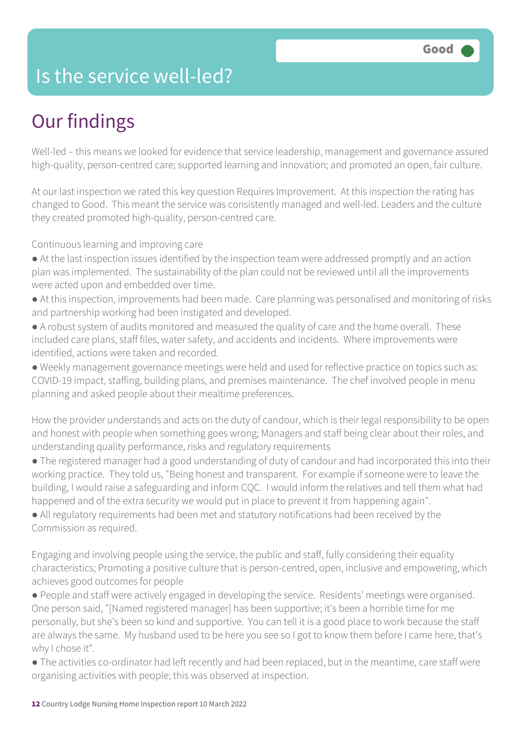Good

# Is the service well-led?

## Our findings

Well-led – this means we looked for evidence that service leadership, management and governance assured high-quality, person-centred care; supported learning and innovation; and promoted an open, fair culture.

At our last inspection we rated this key question Requires Improvement. At this inspection the rating has changed to Good. This meant the service was consistently managed and well-led. Leaders and the culture they created promoted high-quality, person-centred care.

Continuous learning and improving care

- At the last inspection issues identified by the inspection team were addressed promptly and an action plan was implemented. The sustainability of the plan could not be reviewed until all the improvements were acted upon and embedded over time.
- At this inspection, improvements had been made. Care planning was personalised and monitoring of risks and partnership working had been instigated and developed.
- A robust system of audits monitored and measured the quality of care and the home overall. These included care plans, staff files, water safety, and accidents and incidents. Where improvements were identified, actions were taken and recorded.
- Weekly management governance meetings were held and used for reflective practice on topics such as: COVID-19 impact, staffing, building plans, and premises maintenance. The chef involved people in menu planning and asked people about their mealtime preferences.

How the provider understands and acts on the duty of candour, which is their legal responsibility to be open and honest with people when something goes wrong; Managers and staff being clear about their roles, and understanding quality performance, risks and regulatory requirements

- The registered manager had a good understanding of duty of candour and had incorporated this into their working practice. They told us, "Being honest and transparent. For example if someone were to leave the building, I would raise a safeguarding and inform CQC. I would inform the relatives and tell them what had happened and of the extra security we would put in place to prevent it from happening again".
- All regulatory requirements had been met and statutory notifications had been received by the Commission as required.

Engaging and involving people using the service, the public and staff, fully considering their equality characteristics; Promoting a positive culture that is person-centred, open, inclusive and empowering, which achieves good outcomes for people

- People and staff were actively engaged in developing the service. Residents' meetings were organised. One person said, "[Named registered manager] has been supportive; it's been a horrible time for me personally, but she's been so kind and supportive. You can tell it is a good place to work because the staff are always the same. My husband used to be here you see so I got to know them before I came here, that's why I chose it".
- The activities co-ordinator had left recently and had been replaced, but in the meantime, care staff were organising activities with people; this was observed at inspection.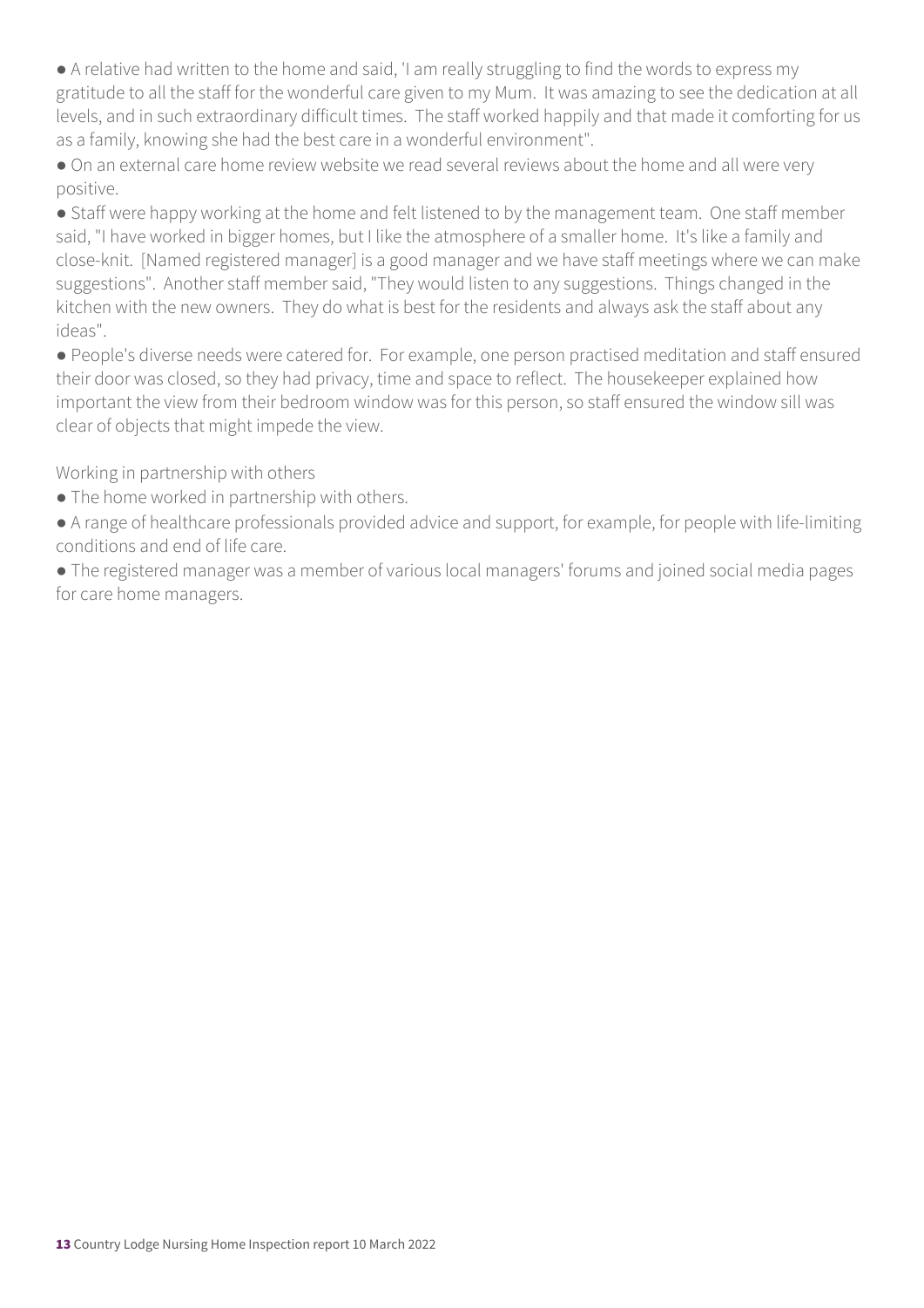- A relative had written to the home and said, 'I am really struggling to find the words to express my gratitude to all the staff for the wonderful care given to my Mum. It was amazing to see the dedication at all levels, and in such extraordinary difficult times. The staff worked happily and that made it comforting for us as a family, knowing she had the best care in a wonderful environment".
- On an external care home review website we read several reviews about the home and all were very positive.
- Staff were happy working at the home and felt listened to by the management team. One staff member said, "I have worked in bigger homes, but I like the atmosphere of a smaller home. It's like a family and close-knit. [Named registered manager] is a good manager and we have staff meetings where we can make suggestions". Another staff member said, "They would listen to any suggestions. Things changed in the kitchen with the new owners. They do what is best for the residents and always ask the staff about any ideas".
- People's diverse needs were catered for. For example, one person practised meditation and staff ensured their door was closed, so they had privacy, time and space to reflect. The housekeeper explained how important the view from their bedroom window was for this person, so staff ensured the window sill was clear of objects that might impede the view.

Working in partnership with others

- The home worked in partnership with others.
- A range of healthcare professionals provided advice and support, for example, for people with life-limiting conditions and end of life care.
- The registered manager was a member of various local managers' forums and joined social media pages for care home managers.